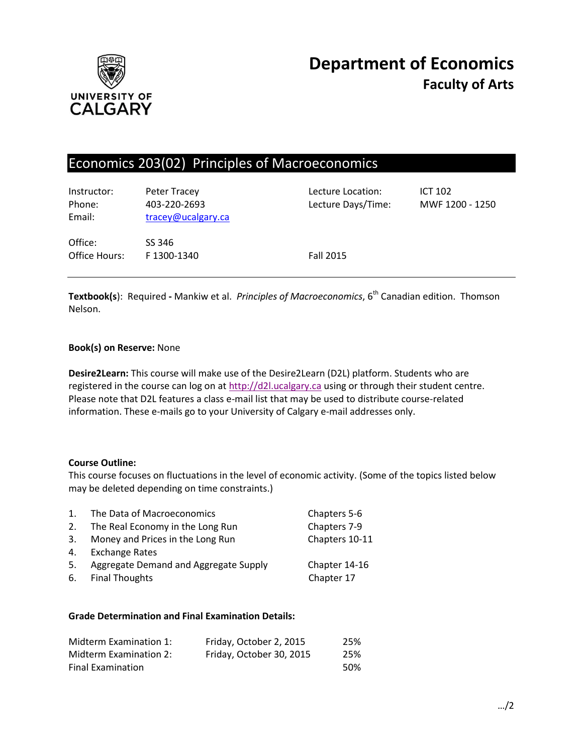UNIVERSITY OF CALGARY

# Department of Economics
## Faculty of Arts

## Economics 203(02) Principles of Macroeconomics

| | | | |
|---|---|---|---|
| Instructor: | Peter Tracey | Lecture Location: | ICT 102 |
| Phone: | 403-220-2693 | Lecture Days/Time: | MWF 1200 - 1250 |
| Email: | tracey@ucalgary.ca | | |
| Office: | SS 346 | | |
| Office Hours: | F 1300-1340 | Fall 2015 | |

**Textbook(s**): Required **-** Mankiw et al. *Principles of Macroeconomics*, 6th Canadian edition. Thomson Nelson.

**Book(s) on Reserve:** None

**Desire2Learn:** This course will make use of the Desire2Learn (D2L) platform. Students who are registered in the course can log on at http://d2l.ucalgary.ca using or through their student centre. Please note that D2L features a class e-mail list that may be used to distribute course-related information. These e-mails go to your University of Calgary e-mail addresses only.

**Course Outline:**
This course focuses on fluctuations in the level of economic activity. (Some of the topics listed below may be deleted depending on time constraints.)

| | Topic | Chapters |
|---|---|---|
| 1. | The Data of Macroeconomics | Chapters 5-6 |
| 2. | The Real Economy in the Long Run | Chapters 7-9 |
| 3. | Money and Prices in the Long Run | Chapters 10-11 |
| 4. | Exchange Rates | |
| 5. | Aggregate Demand and Aggregate Supply | Chapter 14-16 |
| 6. | Final Thoughts | Chapter 17 |

**Grade Determination and Final Examination Details:**

| | | |
|---|---|---|
| Midterm Examination 1: | Friday, October 2, 2015 | 25% |
| Midterm Examination 2: | Friday, October 30, 2015 | 25% |
| Final Examination | | 50% |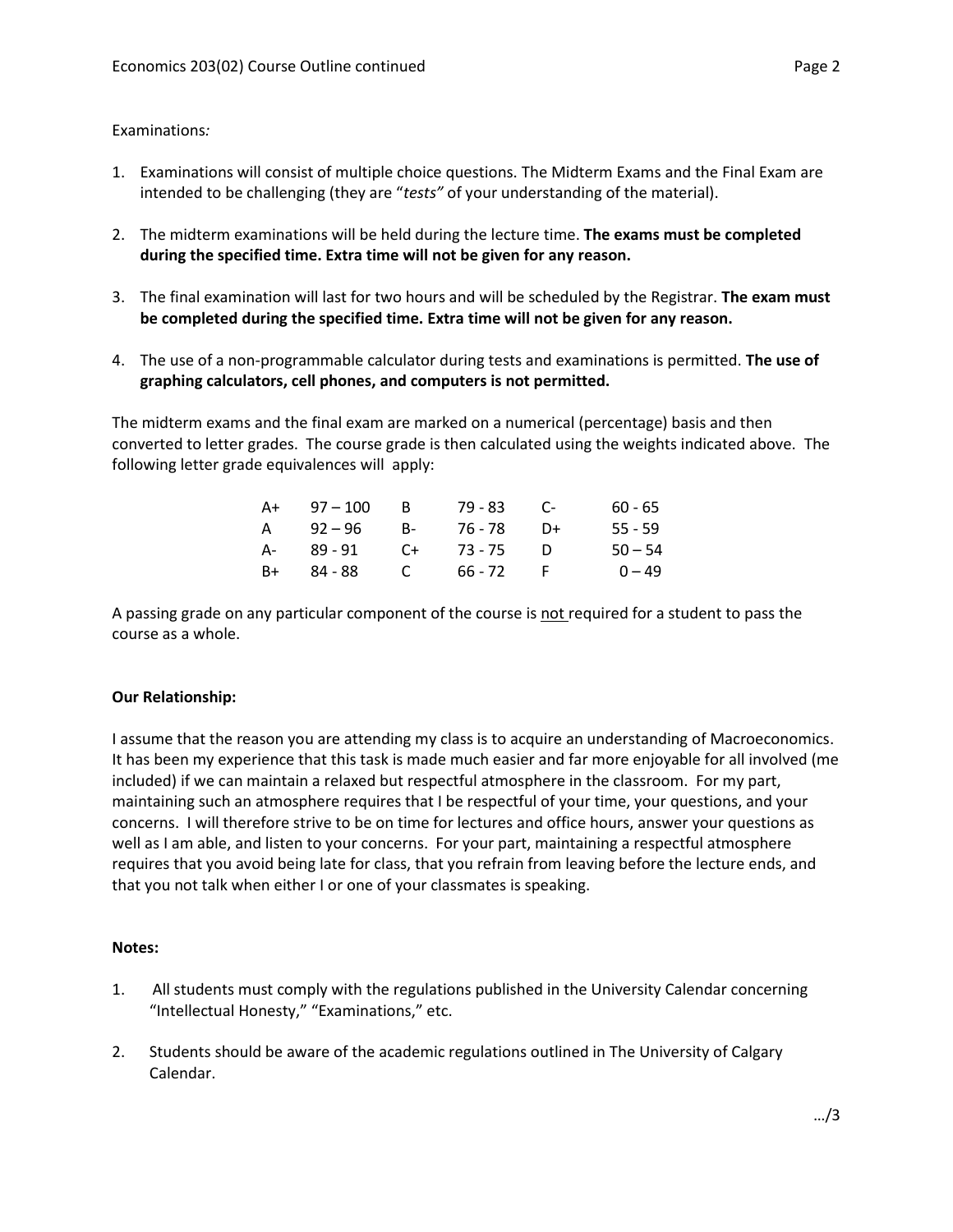Examinations*:*

1. Examinations will consist of multiple choice questions. The Midterm Exams and the Final Exam are intended to be challenging (they are "*tests"* of your understanding of the material).

2. The midterm examinations will be held during the lecture time. **The exams must be completed during the specified time. Extra time will not be given for any reason.**

3. The final examination will last for two hours and will be scheduled by the Registrar. **The exam must be completed during the specified time. Extra time will not be given for any reason.**

4. The use of a non-programmable calculator during tests and examinations is permitted. **The use of graphing calculators, cell phones, and computers is not permitted.**

The midterm exams and the final exam are marked on a numerical (percentage) basis and then converted to letter grades. The course grade is then calculated using the weights indicated above. The following letter grade equivalences will apply:

| | | | | | |
|---|---|---|---|---|---|
| A+ | 97 – 100 | B | 79 - 83 | C- | 60 - 65 |
| A | 92 – 96 | B- | 76 - 78 | D+ | 55 - 59 |
| A- | 89 - 91 | C+ | 73 - 75 | D | 50 – 54 |
| B+ | 84 - 88 | C | 66 - 72 | F | 0 – 49 |

A passing grade on any particular component of the course is not required for a student to pass the course as a whole.

**Our Relationship:**

I assume that the reason you are attending my class is to acquire an understanding of Macroeconomics. It has been my experience that this task is made much easier and far more enjoyable for all involved (me included) if we can maintain a relaxed but respectful atmosphere in the classroom. For my part, maintaining such an atmosphere requires that I be respectful of your time, your questions, and your concerns. I will therefore strive to be on time for lectures and office hours, answer your questions as well as I am able, and listen to your concerns. For your part, maintaining a respectful atmosphere requires that you avoid being late for class, that you refrain from leaving before the lecture ends, and that you not talk when either I or one of your classmates is speaking.

**Notes:**

1. All students must comply with the regulations published in the University Calendar concerning "Intellectual Honesty," "Examinations," etc.

2. Students should be aware of the academic regulations outlined in The University of Calgary Calendar.

…/3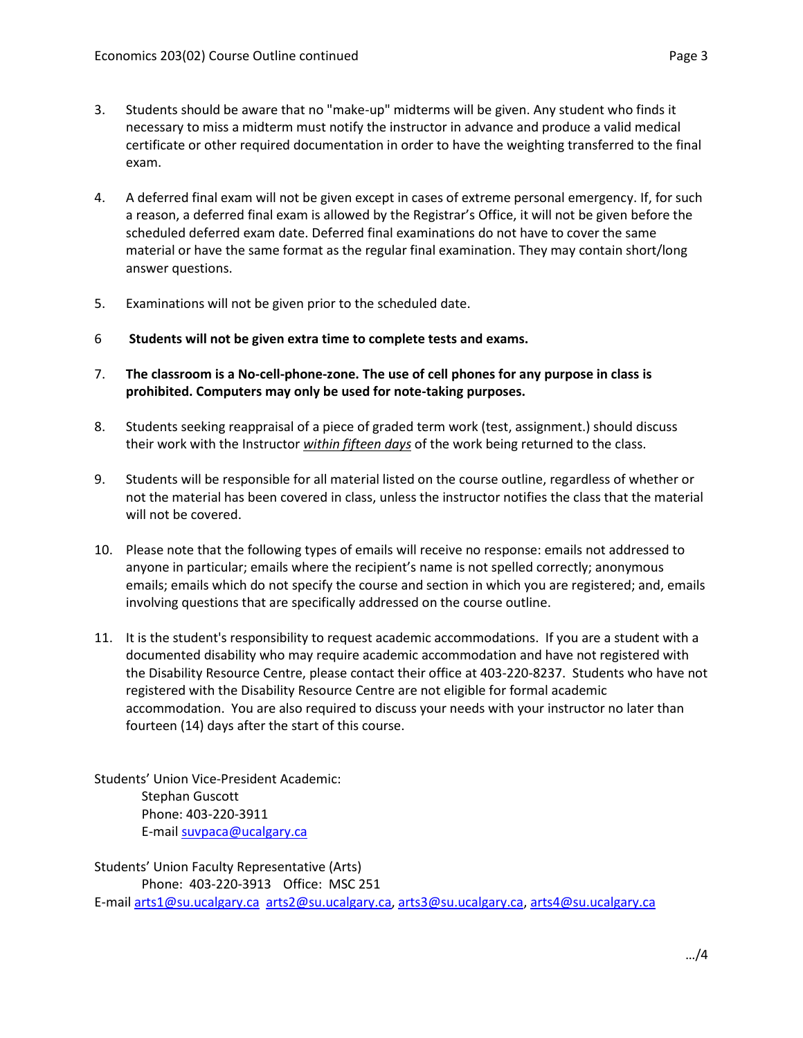3. Students should be aware that no "make-up" midterms will be given. Any student who finds it necessary to miss a midterm must notify the instructor in advance and produce a valid medical certificate or other required documentation in order to have the weighting transferred to the final exam.

4. A deferred final exam will not be given except in cases of extreme personal emergency. If, for such a reason, a deferred final exam is allowed by the Registrar's Office, it will not be given before the scheduled deferred exam date. Deferred final examinations do not have to cover the same material or have the same format as the regular final examination. They may contain short/long answer questions.

5. Examinations will not be given prior to the scheduled date.

6 **Students will not be given extra time to complete tests and exams.**

7. **The classroom is a No-cell-phone-zone. The use of cell phones for any purpose in class is prohibited. Computers may only be used for note-taking purposes.**

8. Students seeking reappraisal of a piece of graded term work (test, assignment.) should discuss their work with the Instructor ***within fifteen days*** of the work being returned to the class.

9. Students will be responsible for all material listed on the course outline, regardless of whether or not the material has been covered in class, unless the instructor notifies the class that the material will not be covered.

10. Please note that the following types of emails will receive no response: emails not addressed to anyone in particular; emails where the recipient's name is not spelled correctly; anonymous emails; emails which do not specify the course and section in which you are registered; and, emails involving questions that are specifically addressed on the course outline.

11. It is the student's responsibility to request academic accommodations. If you are a student with a documented disability who may require academic accommodation and have not registered with the Disability Resource Centre, please contact their office at 403-220-8237. Students who have not registered with the Disability Resource Centre are not eligible for formal academic accommodation. You are also required to discuss your needs with your instructor no later than fourteen (14) days after the start of this course.

Students' Union Vice-President Academic:
Stephan Guscott
Phone: 403-220-3911
E-mail suvpaca@ucalgary.ca

Students' Union Faculty Representative (Arts)
Phone: 403-220-3913 Office: MSC 251
E-mail arts1@su.ucalgary.ca arts2@su.ucalgary.ca, arts3@su.ucalgary.ca, arts4@su.ucalgary.ca

…/4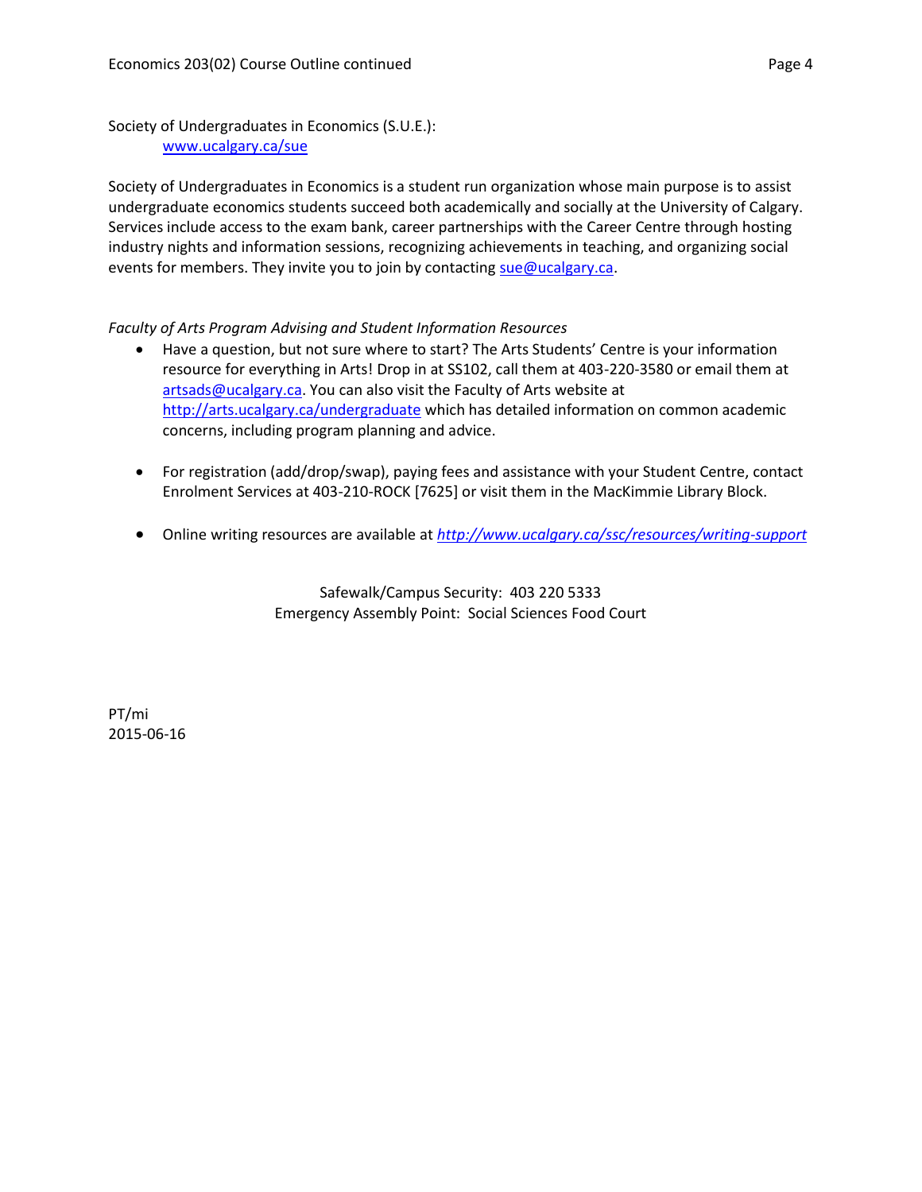Society of Undergraduates in Economics (S.U.E.):
www.ucalgary.ca/sue

Society of Undergraduates in Economics is a student run organization whose main purpose is to assist undergraduate economics students succeed both academically and socially at the University of Calgary. Services include access to the exam bank, career partnerships with the Career Centre through hosting industry nights and information sessions, recognizing achievements in teaching, and organizing social events for members. They invite you to join by contacting sue@ucalgary.ca.

*Faculty of Arts Program Advising and Student Information Resources*

- Have a question, but not sure where to start? The Arts Students' Centre is your information resource for everything in Arts! Drop in at SS102, call them at 403-220-3580 or email them at artsads@ucalgary.ca. You can also visit the Faculty of Arts website at http://arts.ucalgary.ca/undergraduate which has detailed information on common academic concerns, including program planning and advice.

- For registration (add/drop/swap), paying fees and assistance with your Student Centre, contact Enrolment Services at 403-210-ROCK [7625] or visit them in the MacKimmie Library Block.

- Online writing resources are available at *http://www.ucalgary.ca/ssc/resources/writing-support*

Safewalk/Campus Security: 403 220 5333
Emergency Assembly Point: Social Sciences Food Court

PT/mi
2015-06-16